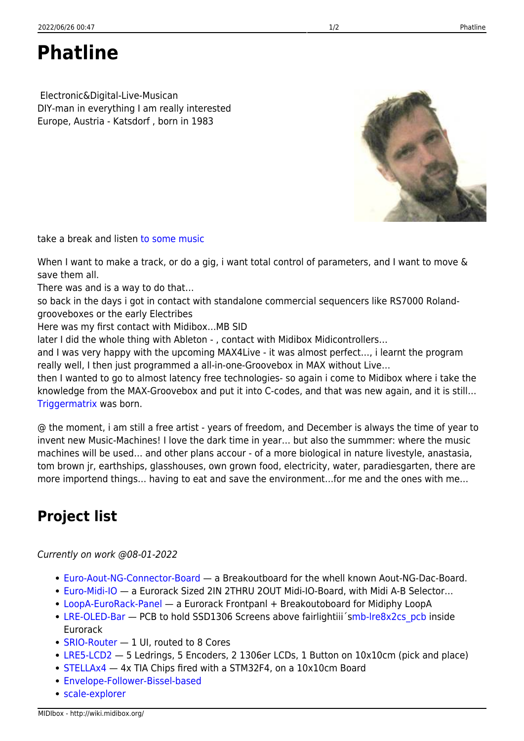# Phatline

Electronic&Digital-Live-Musican
DIY-man in everything I am really interested
Europe, Austria - Katsdorf , born in 1983

take a break and listen to some music

When I want to make a track, or do a gig, i want total control of parameters, and I want to move & save them all.
There was and is a way to do that…
so back in the days i got in contact with standalone commercial sequencers like RS7000 Roland-grooveboxes or the early Electribes
Here was my first contact with Midibox…MB SID
later I did the whole thing with Ableton - , contact with Midibox Midicontrollers…
and I was very happy with the upcoming MAX4Live - it was almost perfect…, i learnt the program really well, I then just programmed a all-in-one-Groovebox in MAX without Live…
then I wanted to go to almost latency free technologies- so again i come to Midibox where i take the knowledge from the MAX-Groovebox and put it into C-codes, and that was new again, and it is still… Triggermatrix was born.

@ the moment, i am still a free artist - years of freedom, and December is always the time of year to invent new Music-Machines! I love the dark time in year… but also the summmer: where the music machines will be used… and other plans accour - of a more biological in nature livestyle, anastasia, tom brown jr, earthships, glasshouses, own grown food, electricity, water, paradiesgarten, there are more importend things… having to eat and save the environment…for me and the ones with me…

## Project list

*Currently on work @08-01-2022*

- Euro-Aout-NG-Connector-Board — a Breakoutboard for the whell known Aout-NG-Dac-Board.
- Euro-Midi-IO — a Eurorack Sized 2IN 2THRU 2OUT Midi-IO-Board, with Midi A-B Selector…
- LoopA-EuroRack-Panel — a Eurorack Frontpanl + Breakoutoboard for Midiphy LoopA
- LRE-OLED-Bar — PCB to hold SSD1306 Screens above fairlightiii´smb-lre8x2cs_pcb inside Eurorack
- SRIO-Router — 1 UI, routed to 8 Cores
- LRE5-LCD2 — 5 Ledrings, 5 Encoders, 2 1306er LCDs, 1 Button on 10x10cm (pick and place)
- STELLAx4 — 4x TIA Chips fired with a STM32F4, on a 10x10cm Board
- Envelope-Follower-Bissel-based
- scale-explorer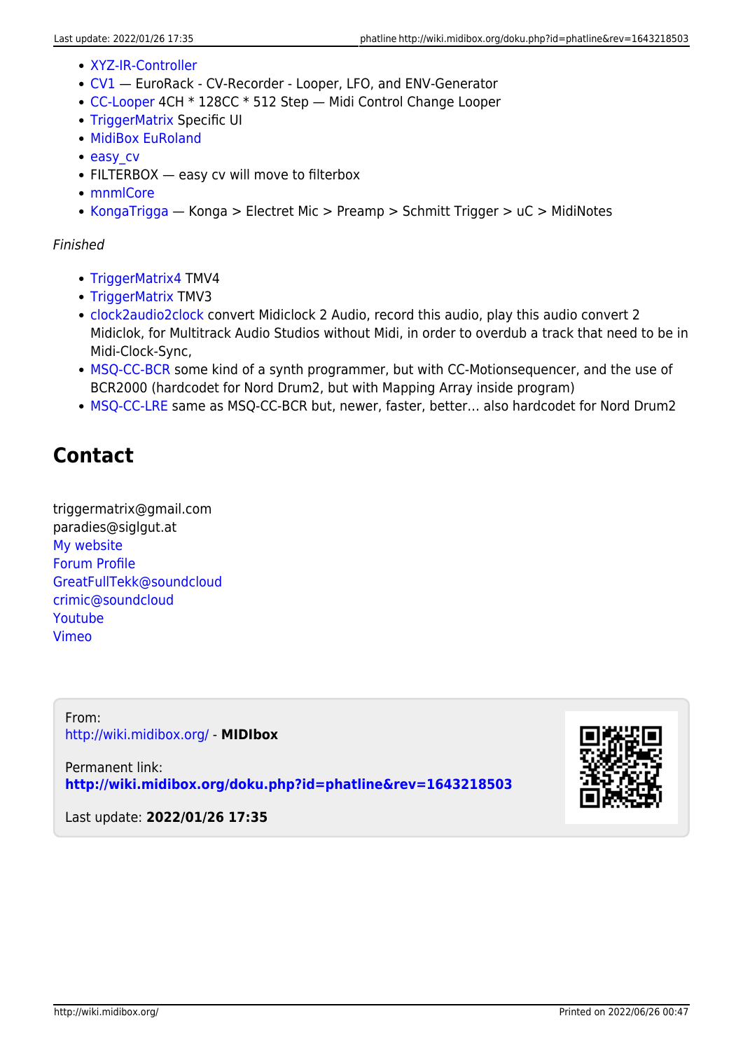- XYZ-IR-Controller
- CV1 — EuroRack - CV-Recorder - Looper, LFO, and ENV-Generator
- CC-Looper 4CH * 128CC * 512 Step — Midi Control Change Looper
- TriggerMatrix Specific UI
- MidiBox EuRoland
- easy_cv
- FILTERBOX — easy cv will move to filterbox
- mnmlCore
- KongaTrigga — Konga > Electret Mic > Preamp > Schmitt Trigger > uC > MidiNotes

*Finished*

- TriggerMatrix4 TMV4
- TriggerMatrix TMV3
- clock2audio2clock convert Midiclock 2 Audio, record this audio, play this audio convert 2 Midiclok, for Multitrack Audio Studios without Midi, in order to overdub a track that need to be in Midi-Clock-Sync,
- MSQ-CC-BCR some kind of a synth programmer, but with CC-Motionsequencer, and the use of BCR2000 (hardcodet for Nord Drum2, but with Mapping Array inside program)
- MSQ-CC-LRE same as MSQ-CC-BCR but, newer, faster, better… also hardcodet for Nord Drum2

## Contact

triggermatrix@gmail.com
paradies@siglgut.at
My website
Forum Profile
GreatFullTekk@soundcloud
crimic@soundcloud
Youtube
Vimeo

From:
http://wiki.midibox.org/ - **MIDIbox**

Permanent link:
**http://wiki.midibox.org/doku.php?id=phatline&rev=1643218503**

Last update: **2022/01/26 17:35**